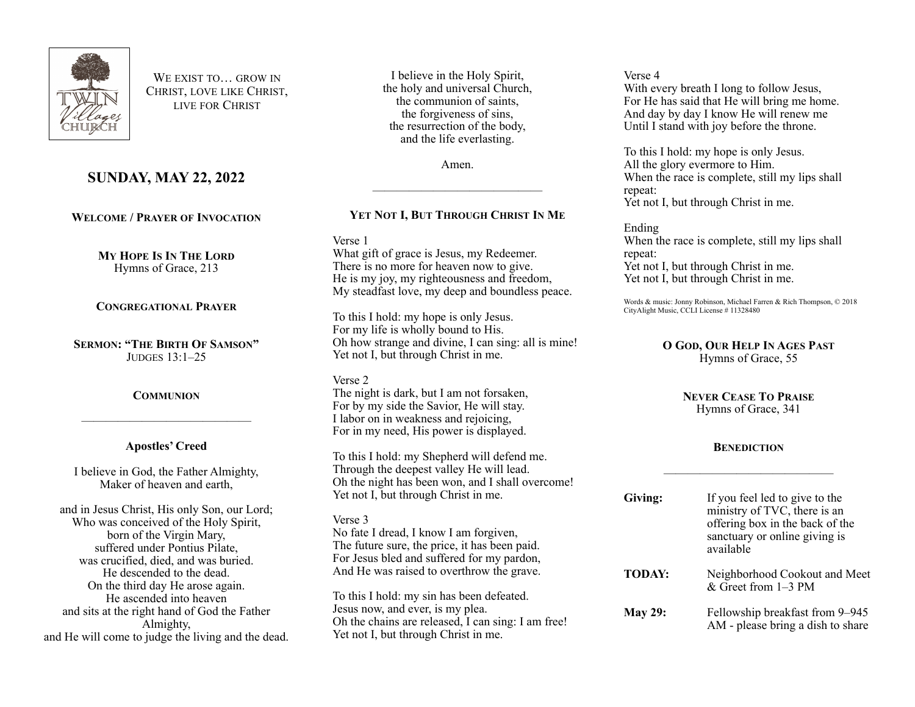WE EXIST TO… GROW IN CHRIST, LOVE LIKE CHRIST, LIVE FOR CHRIST

## SUNDAY, MAY 22, 2022

**WELCOME / PRAYER OF INVOCATION**

**MY HOPE IS IN THE LORD**
Hymns of Grace, 213

**CONGREGATIONAL PRAYER**

**SERMON: "THE BIRTH OF SAMSON"**
JUDGES 13:1–25

**COMMUNION**

---

### Apostles' Creed

I believe in God, the Father Almighty,
Maker of heaven and earth,

and in Jesus Christ, His only Son, our Lord;
Who was conceived of the Holy Spirit,
born of the Virgin Mary,
suffered under Pontius Pilate,
was crucified, died, and was buried.
He descended to the dead.
On the third day He arose again.
He ascended into heaven
and sits at the right hand of God the Father Almighty,
and He will come to judge the living and the dead.

I believe in the Holy Spirit,
the holy and universal Church,
the communion of saints,
the forgiveness of sins,
the resurrection of the body,
and the life everlasting.

Amen.

---

### YET NOT I, BUT THROUGH CHRIST IN ME

Verse 1
What gift of grace is Jesus, my Redeemer.
There is no more for heaven now to give.
He is my joy, my righteousness and freedom,
My steadfast love, my deep and boundless peace.

To this I hold: my hope is only Jesus.
For my life is wholly bound to His.
Oh how strange and divine, I can sing: all is mine!
Yet not I, but through Christ in me.

Verse 2
The night is dark, but I am not forsaken,
For by my side the Savior, He will stay.
I labor on in weakness and rejoicing,
For in my need, His power is displayed.

To this I hold: my Shepherd will defend me.
Through the deepest valley He will lead.
Oh the night has been won, and I shall overcome!
Yet not I, but through Christ in me.

Verse 3
No fate I dread, I know I am forgiven,
The future sure, the price, it has been paid.
For Jesus bled and suffered for my pardon,
And He was raised to overthrow the grave.

To this I hold: my sin has been defeated.
Jesus now, and ever, is my plea.
Oh the chains are released, I can sing: I am free!
Yet not I, but through Christ in me.

Verse 4
With every breath I long to follow Jesus,
For He has said that He will bring me home.
And day by day I know He will renew me
Until I stand with joy before the throne.

To this I hold: my hope is only Jesus.
All the glory evermore to Him.
When the race is complete, still my lips shall repeat:
Yet not I, but through Christ in me.

Ending
When the race is complete, still my lips shall repeat:
Yet not I, but through Christ in me.
Yet not I, but through Christ in me.

Words & music: Jonny Robinson, Michael Farren & Rich Thompson, © 2018 CityAlight Music, CCLI License # 11328480

**O GOD, OUR HELP IN AGES PAST**
Hymns of Grace, 55

**NEVER CEASE TO PRAISE**
Hymns of Grace, 341

**BENEDICTION**

---

**Giving:** If you feel led to give to the ministry of TVC, there is an offering box in the back of the sanctuary or online giving is available

**TODAY:** Neighborhood Cookout and Meet & Greet from 1–3 PM

**May 29:** Fellowship breakfast from 9–945 AM - please bring a dish to share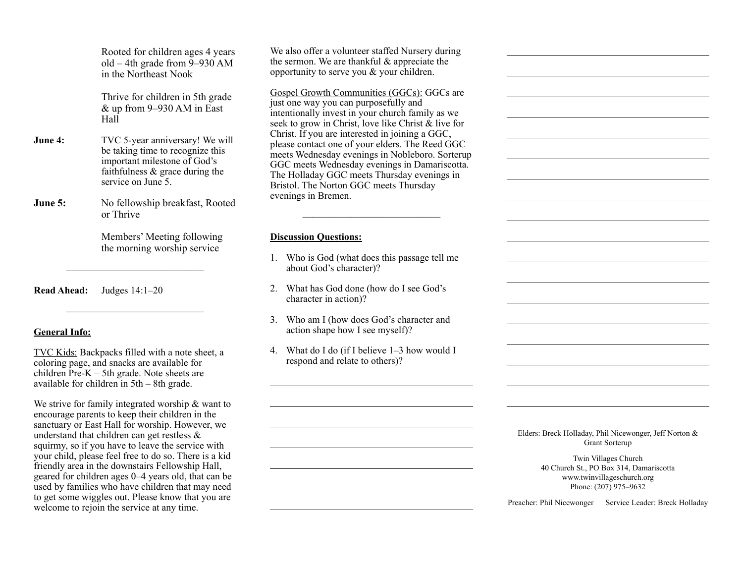Rooted for children ages 4 years old – 4th grade from 9–930 AM in the Northeast Nook

Thrive for children in 5th grade & up from 9–930 AM in East Hall

**June 4:** TVC 5-year anniversary! We will be taking time to recognize this important milestone of God's faithfulness & grace during the service on June 5.

**June 5:** No fellowship breakfast, Rooted or Thrive

Members' Meeting following the morning worship service

---

**Read Ahead:** Judges 14:1–20

---

**General Info:**

TVC Kids: Backpacks filled with a note sheet, a coloring page, and snacks are available for children Pre-K – 5th grade. Note sheets are available for children in 5th – 8th grade.

We strive for family integrated worship & want to encourage parents to keep their children in the sanctuary or East Hall for worship. However, we understand that children can get restless & squirmy, so if you have to leave the service with your child, please feel free to do so. There is a kid friendly area in the downstairs Fellowship Hall, geared for children ages 0–4 years old, that can be used by families who have children that may need to get some wiggles out. Please know that you are welcome to rejoin the service at any time.

We also offer a volunteer staffed Nursery during the sermon. We are thankful & appreciate the opportunity to serve you & your children.

Gospel Growth Communities (GGCs): GGCs are just one way you can purposefully and intentionally invest in your church family as we seek to grow in Christ, love like Christ & live for Christ. If you are interested in joining a GGC, please contact one of your elders. The Reed GGC meets Wednesday evenings in Nobleboro. Sorterup GGC meets Wednesday evenings in Damariscotta. The Holladay GGC meets Thursday evenings in Bristol. The Norton GGC meets Thursday evenings in Bremen.

---

**Discussion Questions:**

1. Who is God (what does this passage tell me about God's character)?
2. What has God done (how do I see God's character in action)?
3. Who am I (how does God's character and action shape how I see myself)?
4. What do I do (if I believe 1–3 how would I respond and relate to others)?

Elders: Breck Holladay, Phil Nicewonger, Jeff Norton & Grant Sorterup

Twin Villages Church
40 Church St., PO Box 314, Damariscotta
www.twinvillageschurch.org
Phone: (207) 975–9632

Preacher: Phil Nicewonger Service Leader: Breck Holladay